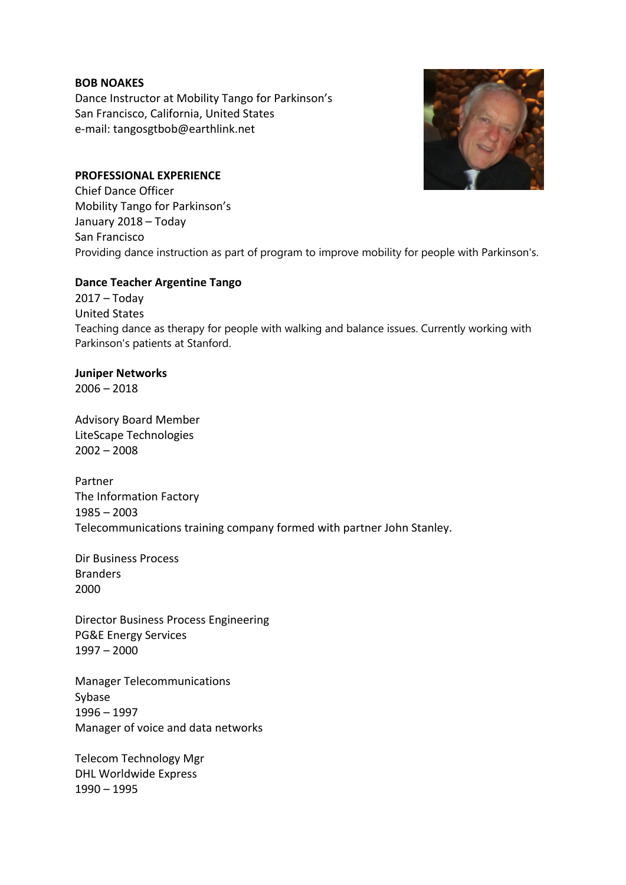**BOB NOAKES**
Dance Instructor at Mobility Tango for Parkinson's
San Francisco, California, United States
e-mail: tangosgtbob@earthlink.net

**PROFESSIONAL EXPERIENCE**

Chief Dance Officer
Mobility Tango for Parkinson's
January 2018 – Today
San Francisco
Providing dance instruction as part of program to improve mobility for people with Parkinson's.

**Dance Teacher Argentine Tango**
2017 – Today
United States
Teaching dance as therapy for people with walking and balance issues. Currently working with Parkinson's patients at Stanford.

**Juniper Networks**
2006 – 2018

Advisory Board Member
LiteScape Technologies
2002 – 2008

Partner
The Information Factory
1985 – 2003
Telecommunications training company formed with partner John Stanley.

Dir Business Process
Branders
2000

Director Business Process Engineering
PG&E Energy Services
1997 – 2000

Manager Telecommunications
Sybase
1996 – 1997
Manager of voice and data networks

Telecom Technology Mgr
DHL Worldwide Express
1990 – 1995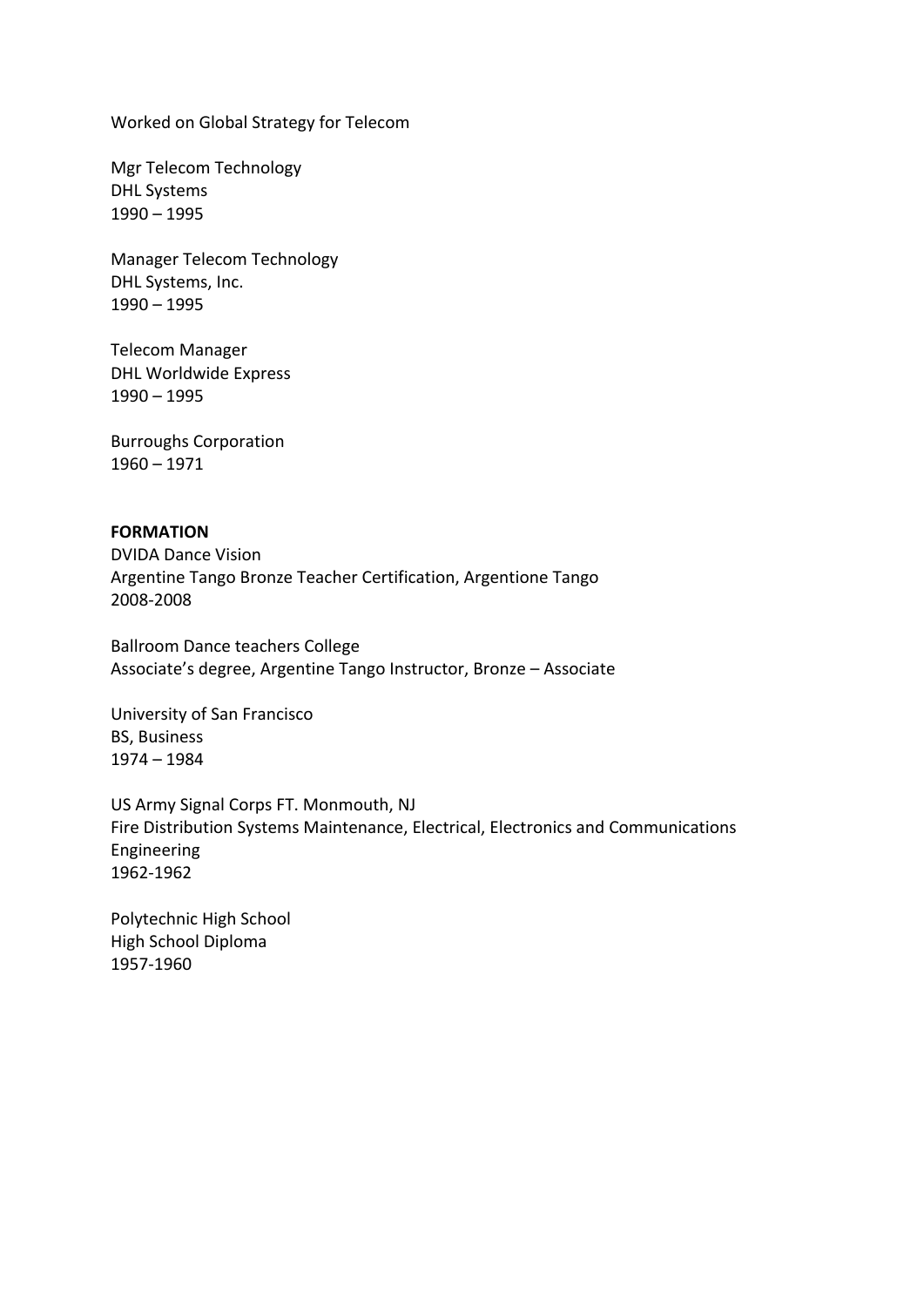Worked on Global Strategy for Telecom

Mgr Telecom Technology
DHL Systems
1990 – 1995

Manager Telecom Technology
DHL Systems, Inc.
1990 – 1995

Telecom Manager
DHL Worldwide Express
1990 – 1995

Burroughs Corporation
1960 – 1971

**FORMATION**
DVIDA Dance Vision
Argentine Tango Bronze Teacher Certification, Argentione Tango
2008-2008

Ballroom Dance teachers College
Associate's degree, Argentine Tango Instructor, Bronze – Associate

University of San Francisco
BS, Business
1974 – 1984

US Army Signal Corps FT. Monmouth, NJ
Fire Distribution Systems Maintenance, Electrical, Electronics and Communications Engineering
1962-1962

Polytechnic High School
High School Diploma
1957-1960